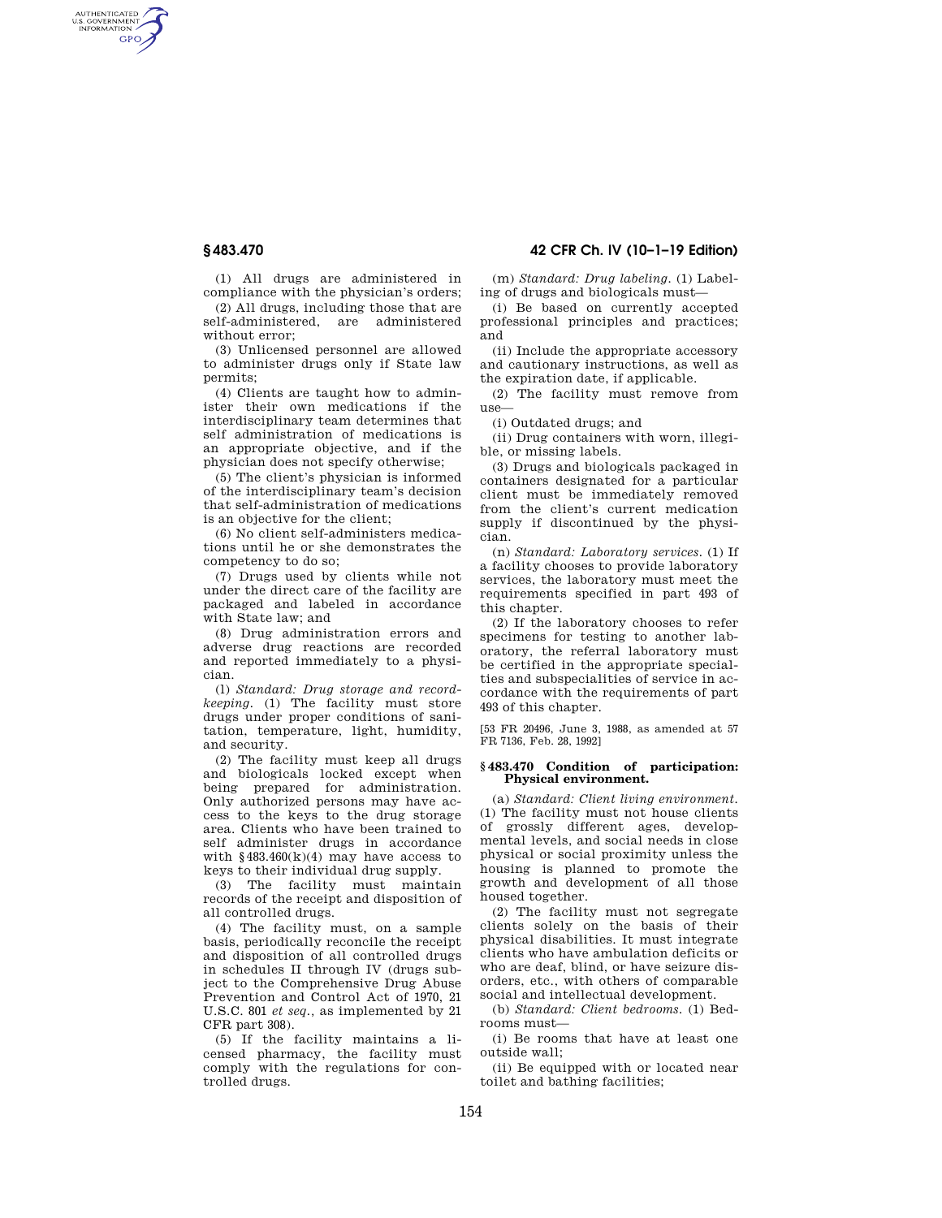(1) All drugs are administered in compliance with the physician's orders;

(2) All drugs, including those that are self-administered, are administered without error;

(3) Unlicensed personnel are allowed to administer drugs only if State law permits;

(4) Clients are taught how to administer their own medications if the interdisciplinary team determines that self administration of medications is an appropriate objective, and if the physician does not specify otherwise;

(5) The client's physician is informed of the interdisciplinary team's decision that self-administration of medications is an objective for the client;

(6) No client self-administers medications until he or she demonstrates the competency to do so;

(7) Drugs used by clients while not under the direct care of the facility are packaged and labeled in accordance with State law; and

(8) Drug administration errors and adverse drug reactions are recorded and reported immediately to a physician.

(l) *Standard: Drug storage and recordkeeping.* (1) The facility must store drugs under proper conditions of sanitation, temperature, light, humidity, and security.

(2) The facility must keep all drugs and biologicals locked except when being prepared for administration. Only authorized persons may have access to the keys to the drug storage area. Clients who have been trained to self administer drugs in accordance with §483.460(k)(4) may have access to keys to their individual drug supply.

(3) The facility must maintain records of the receipt and disposition of all controlled drugs.

(4) The facility must, on a sample basis, periodically reconcile the receipt and disposition of all controlled drugs in schedules II through IV (drugs subject to the Comprehensive Drug Abuse Prevention and Control Act of 1970, 21 U.S.C. 801 *et seq.*, as implemented by 21 CFR part 308).

(5) If the facility maintains a licensed pharmacy, the facility must comply with the regulations for controlled drugs.

(m) *Standard: Drug labeling.* (1) Labeling of drugs and biologicals must—

(i) Be based on currently accepted professional principles and practices; and

(ii) Include the appropriate accessory and cautionary instructions, as well as the expiration date, if applicable.

(2) The facility must remove from use—

(i) Outdated drugs; and

(ii) Drug containers with worn, illegible, or missing labels.

(3) Drugs and biologicals packaged in containers designated for a particular client must be immediately removed from the client's current medication supply if discontinued by the physician.

(n) *Standard: Laboratory services.* (1) If a facility chooses to provide laboratory services, the laboratory must meet the requirements specified in part 493 of this chapter.

(2) If the laboratory chooses to refer specimens for testing to another laboratory, the referral laboratory must be certified in the appropriate specialties and subspecialities of service in accordance with the requirements of part 493 of this chapter.

[53 FR 20496, June 3, 1988, as amended at 57 FR 7136, Feb. 28, 1992]

### §483.470 Condition of participation: Physical environment.

(a) *Standard: Client living environment.* (1) The facility must not house clients of grossly different ages, developmental levels, and social needs in close physical or social proximity unless the housing is planned to promote the growth and development of all those housed together.

(2) The facility must not segregate clients solely on the basis of their physical disabilities. It must integrate clients who have ambulation deficits or who are deaf, blind, or have seizure disorders, etc., with others of comparable social and intellectual development.

(b) *Standard: Client bedrooms.* (1) Bedrooms must—

(i) Be rooms that have at least one outside wall;

(ii) Be equipped with or located near toilet and bathing facilities;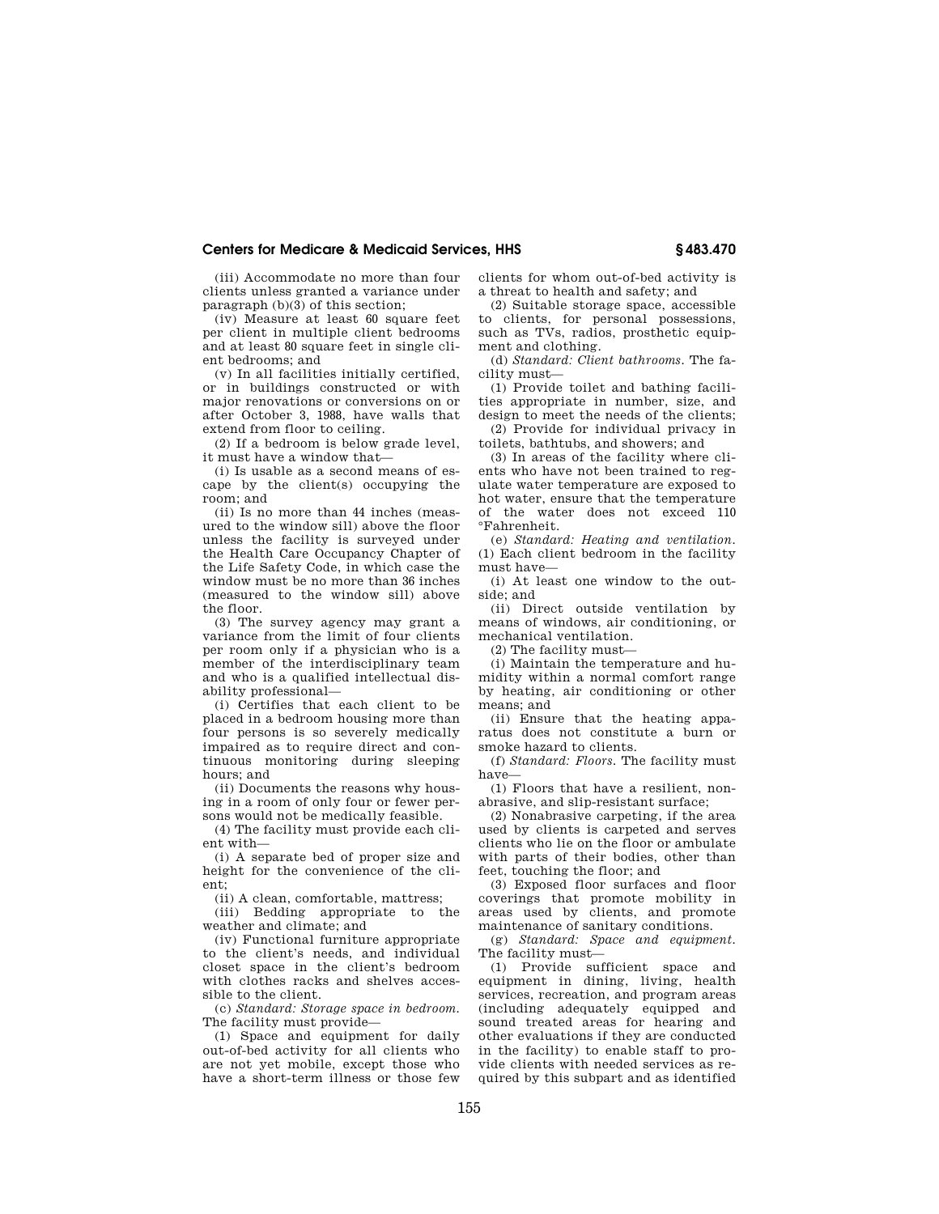(iii) Accommodate no more than four clients unless granted a variance under paragraph (b)(3) of this section;

(iv) Measure at least 60 square feet per client in multiple client bedrooms and at least 80 square feet in single client bedrooms; and

(v) In all facilities initially certified, or in buildings constructed or with major renovations or conversions on or after October 3, 1988, have walls that extend from floor to ceiling.

(2) If a bedroom is below grade level, it must have a window that—

(i) Is usable as a second means of escape by the client(s) occupying the room; and

(ii) Is no more than 44 inches (measured to the window sill) above the floor unless the facility is surveyed under the Health Care Occupancy Chapter of the Life Safety Code, in which case the window must be no more than 36 inches (measured to the window sill) above the floor.

(3) The survey agency may grant a variance from the limit of four clients per room only if a physician who is a member of the interdisciplinary team and who is a qualified intellectual disability professional—

(i) Certifies that each client to be placed in a bedroom housing more than four persons is so severely medically impaired as to require direct and continuous monitoring during sleeping hours; and

(ii) Documents the reasons why housing in a room of only four or fewer persons would not be medically feasible.

(4) The facility must provide each client with—

(i) A separate bed of proper size and height for the convenience of the client;

(ii) A clean, comfortable, mattress;

(iii) Bedding appropriate to the weather and climate; and

(iv) Functional furniture appropriate to the client's needs, and individual closet space in the client's bedroom with clothes racks and shelves accessible to the client.

(c) *Standard: Storage space in bedroom.* The facility must provide—

(1) Space and equipment for daily out-of-bed activity for all clients who are not yet mobile, except those who have a short-term illness or those few clients for whom out-of-bed activity is a threat to health and safety; and

(2) Suitable storage space, accessible to clients, for personal possessions, such as TVs, radios, prosthetic equipment and clothing.

(d) *Standard: Client bathrooms.* The facility must—

(1) Provide toilet and bathing facilities appropriate in number, size, and design to meet the needs of the clients;

(2) Provide for individual privacy in toilets, bathtubs, and showers; and

(3) In areas of the facility where clients who have not been trained to regulate water temperature are exposed to hot water, ensure that the temperature of the water does not exceed 110 °Fahrenheit.

(e) *Standard: Heating and ventilation.* (1) Each client bedroom in the facility must have—

(i) At least one window to the outside; and

(ii) Direct outside ventilation by means of windows, air conditioning, or mechanical ventilation.

(2) The facility must—

(i) Maintain the temperature and humidity within a normal comfort range by heating, air conditioning or other means; and

(ii) Ensure that the heating apparatus does not constitute a burn or smoke hazard to clients.

(f) *Standard: Floors.* The facility must have—

(1) Floors that have a resilient, nonabrasive, and slip-resistant surface;

(2) Nonabrasive carpeting, if the area used by clients is carpeted and serves clients who lie on the floor or ambulate with parts of their bodies, other than feet, touching the floor; and

(3) Exposed floor surfaces and floor coverings that promote mobility in areas used by clients, and promote maintenance of sanitary conditions.

(g) *Standard: Space and equipment.* The facility must—

(1) Provide sufficient space and equipment in dining, living, health services, recreation, and program areas (including adequately equipped and sound treated areas for hearing and other evaluations if they are conducted in the facility) to enable staff to provide clients with needed services as required by this subpart and as identified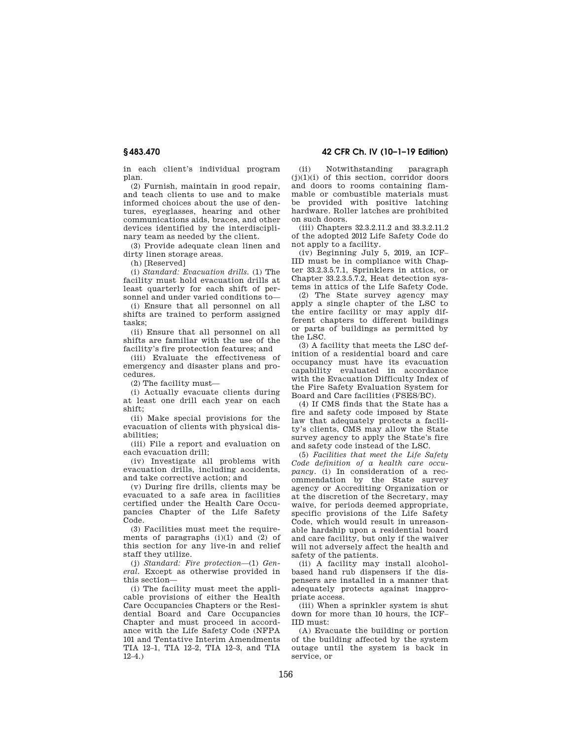in each client's individual program plan.

(2) Furnish, maintain in good repair, and teach clients to use and to make informed choices about the use of dentures, eyeglasses, hearing and other communications aids, braces, and other devices identified by the interdisciplinary team as needed by the client.

(3) Provide adequate clean linen and dirty linen storage areas.

(h) [Reserved]

(i) *Standard: Evacuation drills.* (1) The facility must hold evacuation drills at least quarterly for each shift of personnel and under varied conditions to—

(i) Ensure that all personnel on all shifts are trained to perform assigned tasks;

(ii) Ensure that all personnel on all shifts are familiar with the use of the facility's fire protection features; and

(iii) Evaluate the effectiveness of emergency and disaster plans and procedures.

(2) The facility must—

(i) Actually evacuate clients during at least one drill each year on each shift;

(ii) Make special provisions for the evacuation of clients with physical disabilities;

(iii) File a report and evaluation on each evacuation drill;

(iv) Investigate all problems with evacuation drills, including accidents, and take corrective action; and

(v) During fire drills, clients may be evacuated to a safe area in facilities certified under the Health Care Occupancies Chapter of the Life Safety Code.

(3) Facilities must meet the requirements of paragraphs (i)(1) and (2) of this section for any live-in and relief staff they utilize.

(j) *Standard: Fire protection*—(1) *General.* Except as otherwise provided in this section—

(i) The facility must meet the applicable provisions of either the Health Care Occupancies Chapters or the Residential Board and Care Occupancies Chapter and must proceed in accordance with the Life Safety Code (NFPA 101 and Tentative Interim Amendments TIA 12–1, TIA 12–2, TIA 12–3, and TIA 12–4.)

(ii) Notwithstanding paragraph (j)(1)(i) of this section, corridor doors and doors to rooms containing flammable or combustible materials must be provided with positive latching hardware. Roller latches are prohibited on such doors.

(iii) Chapters 32.3.2.11.2 and 33.3.2.11.2 of the adopted 2012 Life Safety Code do not apply to a facility.

(iv) Beginning July 5, 2019, an ICF–IID must be in compliance with Chapter 33.2.3.5.7.1, Sprinklers in attics, or Chapter 33.2.3.5.7.2, Heat detection systems in attics of the Life Safety Code.

(2) The State survey agency may apply a single chapter of the LSC to the entire facility or may apply different chapters to different buildings or parts of buildings as permitted by the LSC.

(3) A facility that meets the LSC definition of a residential board and care occupancy must have its evacuation capability evaluated in accordance with the Evacuation Difficulty Index of the Fire Safety Evaluation System for Board and Care facilities (FSES/BC).

(4) If CMS finds that the State has a fire and safety code imposed by State law that adequately protects a facility's clients, CMS may allow the State survey agency to apply the State's fire and safety code instead of the LSC.

(5) *Facilities that meet the Life Safety Code definition of a health care occupancy.* (i) In consideration of a recommendation by the State survey agency or Accrediting Organization or at the discretion of the Secretary, may waive, for periods deemed appropriate, specific provisions of the Life Safety Code, which would result in unreasonable hardship upon a residential board and care facility, but only if the waiver will not adversely affect the health and safety of the patients.

(ii) A facility may install alcohol-based hand rub dispensers if the dispensers are installed in a manner that adequately protects against inappropriate access.

(iii) When a sprinkler system is shut down for more than 10 hours, the ICF–IID must:

(A) Evacuate the building or portion of the building affected by the system outage until the system is back in service, or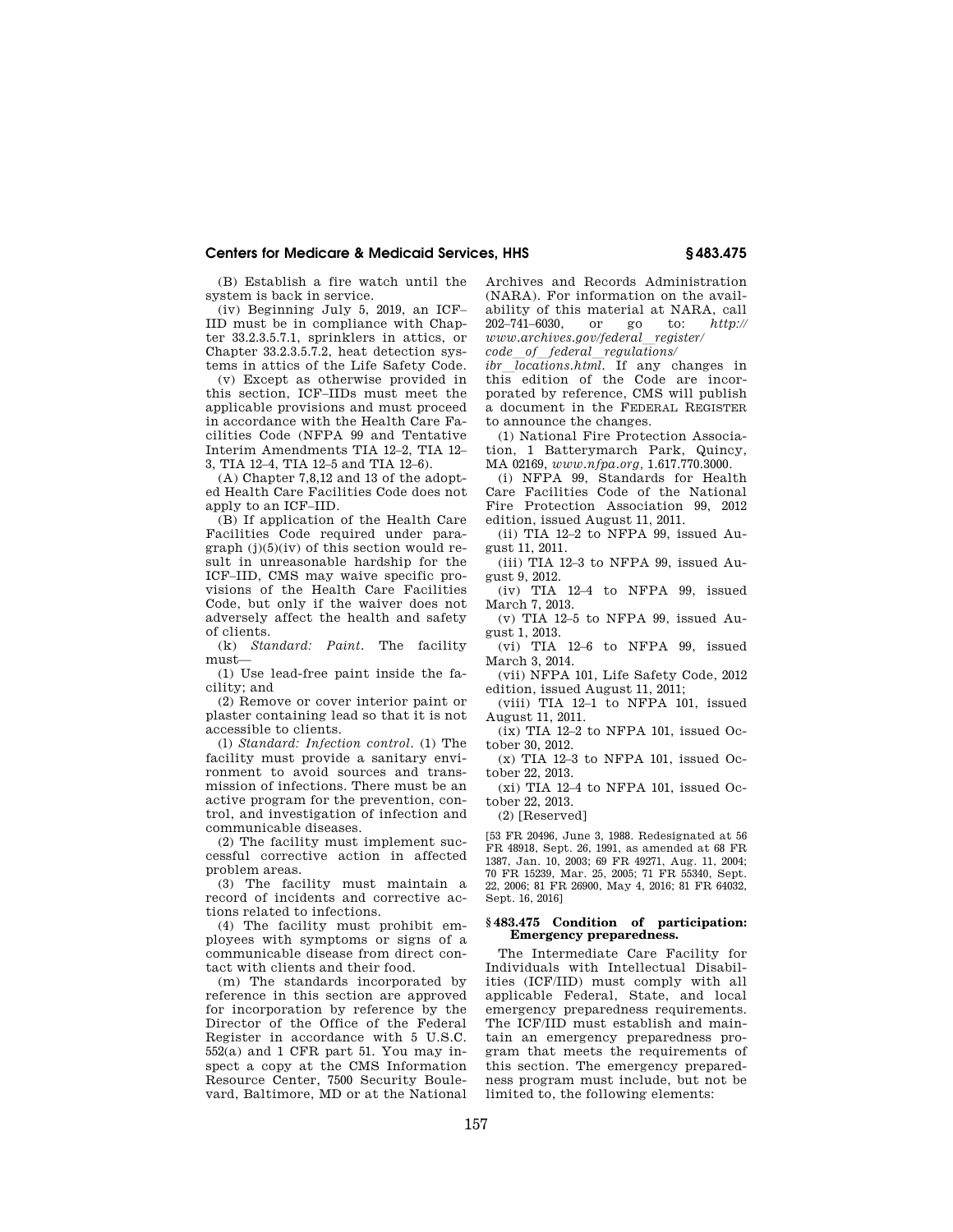(B) Establish a fire watch until the system is back in service.

(iv) Beginning July 5, 2019, an ICF–IID must be in compliance with Chapter 33.2.3.5.7.1, sprinklers in attics, or Chapter 33.2.3.5.7.2, heat detection systems in attics of the Life Safety Code.

(v) Except as otherwise provided in this section, ICF–IIDs must meet the applicable provisions and must proceed in accordance with the Health Care Facilities Code (NFPA 99 and Tentative Interim Amendments TIA 12–2, TIA 12–3, TIA 12–4, TIA 12–5 and TIA 12–6).

(A) Chapter 7,8,12 and 13 of the adopted Health Care Facilities Code does not apply to an ICF–IID.

(B) If application of the Health Care Facilities Code required under paragraph (j)(5)(iv) of this section would result in unreasonable hardship for the ICF–IID, CMS may waive specific provisions of the Health Care Facilities Code, but only if the waiver does not adversely affect the health and safety of clients.

(k) *Standard: Paint.* The facility must—

(1) Use lead-free paint inside the facility; and

(2) Remove or cover interior paint or plaster containing lead so that it is not accessible to clients.

(l) *Standard: Infection control.* (1) The facility must provide a sanitary environment to avoid sources and transmission of infections. There must be an active program for the prevention, control, and investigation of infection and communicable diseases.

(2) The facility must implement successful corrective action in affected problem areas.

(3) The facility must maintain a record of incidents and corrective actions related to infections.

(4) The facility must prohibit employees with symptoms or signs of a communicable disease from direct contact with clients and their food.

(m) The standards incorporated by reference in this section are approved for incorporation by reference by the Director of the Office of the Federal Register in accordance with 5 U.S.C. 552(a) and 1 CFR part 51. You may inspect a copy at the CMS Information Resource Center, 7500 Security Boulevard, Baltimore, MD or at the National Archives and Records Administration (NARA). For information on the availability of this material at NARA, call 202–741–6030, or go to: *http://www.archives.gov/federal_register/code_of_federal_regulations/ibr_locations.html.* If any changes in this edition of the Code are incorporated by reference, CMS will publish a document in the FEDERAL REGISTER to announce the changes.

(1) National Fire Protection Association, 1 Batterymarch Park, Quincy, MA 02169, *www.nfpa.org*, 1.617.770.3000.

(i) NFPA 99, Standards for Health Care Facilities Code of the National Fire Protection Association 99, 2012 edition, issued August 11, 2011.

(ii) TIA 12–2 to NFPA 99, issued August 11, 2011.

(iii) TIA 12–3 to NFPA 99, issued August 9, 2012.

(iv) TIA 12–4 to NFPA 99, issued March 7, 2013.

(v) TIA 12–5 to NFPA 99, issued August 1, 2013.

(vi) TIA 12–6 to NFPA 99, issued March 3, 2014.

(vii) NFPA 101, Life Safety Code, 2012 edition, issued August 11, 2011;

(viii) TIA 12–1 to NFPA 101, issued August 11, 2011.

(ix) TIA 12–2 to NFPA 101, issued October 30, 2012.

(x) TIA 12–3 to NFPA 101, issued October 22, 2013.

(xi) TIA 12–4 to NFPA 101, issued October 22, 2013.

(2) [Reserved]

[53 FR 20496, June 3, 1988. Redesignated at 56 FR 48918, Sept. 26, 1991, as amended at 68 FR 1387, Jan. 10, 2003; 69 FR 49271, Aug. 11, 2004; 70 FR 15239, Mar. 25, 2005; 71 FR 55340, Sept. 22, 2006; 81 FR 26900, May 4, 2016; 81 FR 64032, Sept. 16, 2016]

### § 483.475 Condition of participation: Emergency preparedness.

The Intermediate Care Facility for Individuals with Intellectual Disabilities (ICF/IID) must comply with all applicable Federal, State, and local emergency preparedness requirements. The ICF/IID must establish and maintain an emergency preparedness program that meets the requirements of this section. The emergency preparedness program must include, but not be limited to, the following elements: